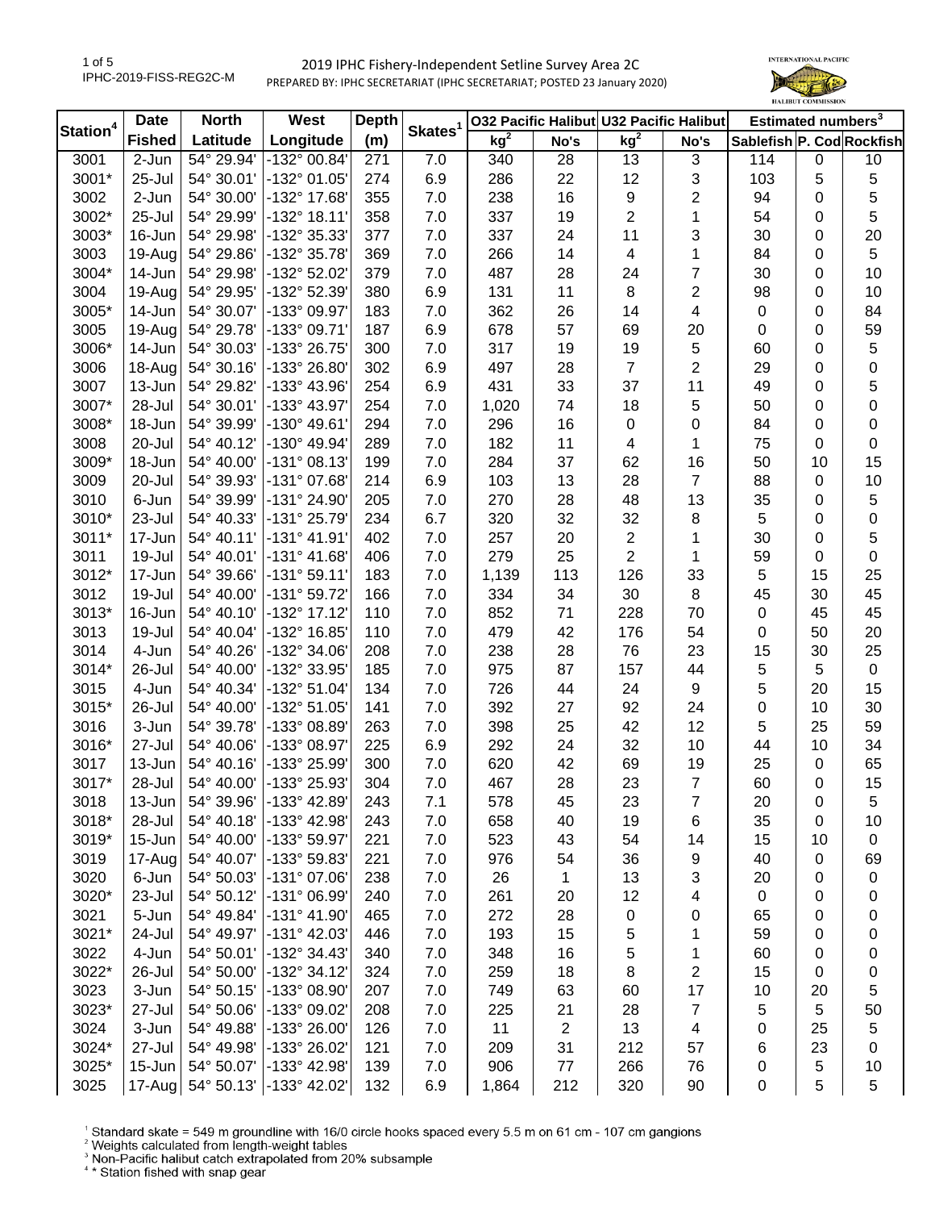# 2019 IPHC Fishery-Independent Setline Survey Area 2C

PREPARED BY: IPHC SECRETARIAT (IPHC SECRETARIAT; POSTED 23 January 2020)

IPHC-2019-FISS-REG2C-M

| Station[4] | Date Fished | North Latitude | West Longitude | Depth (m) | Skates[1] | O32 Pacific Halibut kg[2] | O32 Pacific Halibut No's | U32 Pacific Halibut kg[2] | U32 Pacific Halibut No's | Estimated numbers[3] Sablefish | P. Cod | Rockfish |
|---|---|---|---|---|---|---|---|---|---|---|---|---|
| 3001 | 2-Jun | 54° 29.94' | -132° 00.84' | 271 | 7.0 | 340 | 28 | 13 | 3 | 114 | 0 | 10 |
| 3001* | 25-Jul | 54° 30.01' | -132° 01.05' | 274 | 6.9 | 286 | 22 | 12 | 3 | 103 | 5 | 5 |
| 3002 | 2-Jun | 54° 30.00' | -132° 17.68' | 355 | 7.0 | 238 | 16 | 9 | 2 | 94 | 0 | 5 |
| 3002* | 25-Jul | 54° 29.99' | -132° 18.11' | 358 | 7.0 | 337 | 19 | 2 | 1 | 54 | 0 | 5 |
| 3003* | 16-Jun | 54° 29.98' | -132° 35.33' | 377 | 7.0 | 337 | 24 | 11 | 3 | 30 | 0 | 20 |
| 3003 | 19-Aug | 54° 29.86' | -132° 35.78' | 369 | 7.0 | 266 | 14 | 4 | 1 | 84 | 0 | 5 |
| 3004* | 14-Jun | 54° 29.98' | -132° 52.02' | 379 | 7.0 | 487 | 28 | 24 | 7 | 30 | 0 | 10 |
| 3004 | 19-Aug | 54° 29.95' | -132° 52.39' | 380 | 6.9 | 131 | 11 | 8 | 2 | 98 | 0 | 10 |
| 3005* | 14-Jun | 54° 30.07' | -133° 09.97' | 183 | 7.0 | 362 | 26 | 14 | 4 | 0 | 0 | 84 |
| 3005 | 19-Aug | 54° 29.78' | -133° 09.71' | 187 | 6.9 | 678 | 57 | 69 | 20 | 0 | 0 | 59 |
| 3006* | 14-Jun | 54° 30.03' | -133° 26.75' | 300 | 7.0 | 317 | 19 | 19 | 5 | 60 | 0 | 5 |
| 3006 | 18-Aug | 54° 30.16' | -133° 26.80' | 302 | 6.9 | 497 | 28 | 7 | 2 | 29 | 0 | 0 |
| 3007 | 13-Jun | 54° 29.82' | -133° 43.96' | 254 | 6.9 | 431 | 33 | 37 | 11 | 49 | 0 | 5 |
| 3007* | 28-Jul | 54° 30.01' | -133° 43.97' | 254 | 7.0 | 1,020 | 74 | 18 | 5 | 50 | 0 | 0 |
| 3008* | 18-Jun | 54° 39.99' | -130° 49.61' | 294 | 7.0 | 296 | 16 | 0 | 0 | 84 | 0 | 0 |
| 3008 | 20-Jul | 54° 40.12' | -130° 49.94' | 289 | 7.0 | 182 | 11 | 4 | 1 | 75 | 0 | 0 |
| 3009* | 18-Jun | 54° 40.00' | -131° 08.13' | 199 | 7.0 | 284 | 37 | 62 | 16 | 50 | 10 | 15 |
| 3009 | 20-Jul | 54° 39.93' | -131° 07.68' | 214 | 6.9 | 103 | 13 | 28 | 7 | 88 | 0 | 10 |
| 3010 | 6-Jun | 54° 39.99' | -131° 24.90' | 205 | 7.0 | 270 | 28 | 48 | 13 | 35 | 0 | 5 |
| 3010* | 23-Jul | 54° 40.33' | -131° 25.79' | 234 | 6.7 | 320 | 32 | 32 | 8 | 5 | 0 | 0 |
| 3011* | 17-Jun | 54° 40.11' | -131° 41.91' | 402 | 7.0 | 257 | 20 | 2 | 1 | 30 | 0 | 5 |
| 3011 | 19-Jul | 54° 40.01' | -131° 41.68' | 406 | 7.0 | 279 | 25 | 2 | 1 | 59 | 0 | 0 |
| 3012* | 17-Jun | 54° 39.66' | -131° 59.11' | 183 | 7.0 | 1,139 | 113 | 126 | 33 | 5 | 15 | 25 |
| 3012 | 19-Jul | 54° 40.00' | -131° 59.72' | 166 | 7.0 | 334 | 34 | 30 | 8 | 45 | 30 | 45 |
| 3013* | 16-Jun | 54° 40.10' | -132° 17.12' | 110 | 7.0 | 852 | 71 | 228 | 70 | 0 | 45 | 45 |
| 3013 | 19-Jul | 54° 40.04' | -132° 16.85' | 110 | 7.0 | 479 | 42 | 176 | 54 | 0 | 50 | 20 |
| 3014 | 4-Jun | 54° 40.26' | -132° 34.06' | 208 | 7.0 | 238 | 28 | 76 | 23 | 15 | 30 | 25 |
| 3014* | 26-Jul | 54° 40.00' | -132° 33.95' | 185 | 7.0 | 975 | 87 | 157 | 44 | 5 | 5 | 0 |
| 3015 | 4-Jun | 54° 40.34' | -132° 51.04' | 134 | 7.0 | 726 | 44 | 24 | 9 | 5 | 20 | 15 |
| 3015* | 26-Jul | 54° 40.00' | -132° 51.05' | 141 | 7.0 | 392 | 27 | 92 | 24 | 0 | 10 | 30 |
| 3016 | 3-Jun | 54° 39.78' | -133° 08.89' | 263 | 7.0 | 398 | 25 | 42 | 12 | 5 | 25 | 59 |
| 3016* | 27-Jul | 54° 40.06' | -133° 08.97' | 225 | 6.9 | 292 | 24 | 32 | 10 | 44 | 10 | 34 |
| 3017 | 13-Jun | 54° 40.16' | -133° 25.99' | 300 | 7.0 | 620 | 42 | 69 | 19 | 25 | 0 | 65 |
| 3017* | 28-Jul | 54° 40.00' | -133° 25.93' | 304 | 7.0 | 467 | 28 | 23 | 7 | 60 | 0 | 15 |
| 3018 | 13-Jun | 54° 39.96' | -133° 42.89' | 243 | 7.1 | 578 | 45 | 23 | 7 | 20 | 0 | 5 |
| 3018* | 28-Jul | 54° 40.18' | -133° 42.98' | 243 | 7.0 | 658 | 40 | 19 | 6 | 35 | 0 | 10 |
| 3019* | 15-Jun | 54° 40.00' | -133° 59.97' | 221 | 7.0 | 523 | 43 | 54 | 14 | 15 | 10 | 0 |
| 3019 | 17-Aug | 54° 40.07' | -133° 59.83' | 221 | 7.0 | 976 | 54 | 36 | 9 | 40 | 0 | 69 |
| 3020 | 6-Jun | 54° 50.03' | -131° 07.06' | 238 | 7.0 | 26 | 1 | 13 | 3 | 20 | 0 | 0 |
| 3020* | 23-Jul | 54° 50.12' | -131° 06.99' | 240 | 7.0 | 261 | 20 | 12 | 4 | 0 | 0 | 0 |
| 3021 | 5-Jun | 54° 49.84' | -131° 41.90' | 465 | 7.0 | 272 | 28 | 0 | 0 | 65 | 0 | 0 |
| 3021* | 24-Jul | 54° 49.97' | -131° 42.03' | 446 | 7.0 | 193 | 15 | 5 | 1 | 59 | 0 | 0 |
| 3022 | 4-Jun | 54° 50.01' | -132° 34.43' | 340 | 7.0 | 348 | 16 | 5 | 1 | 60 | 0 | 0 |
| 3022* | 26-Jul | 54° 50.00' | -132° 34.12' | 324 | 7.0 | 259 | 18 | 8 | 2 | 15 | 0 | 0 |
| 3023 | 3-Jun | 54° 50.15' | -133° 08.90' | 207 | 7.0 | 749 | 63 | 60 | 17 | 10 | 20 | 5 |
| 3023* | 27-Jul | 54° 50.06' | -133° 09.02' | 208 | 7.0 | 225 | 21 | 28 | 7 | 5 | 5 | 50 |
| 3024 | 3-Jun | 54° 49.88' | -133° 26.00' | 126 | 7.0 | 11 | 2 | 13 | 4 | 0 | 25 | 5 |
| 3024* | 27-Jul | 54° 49.98' | -133° 26.02' | 121 | 7.0 | 209 | 31 | 212 | 57 | 6 | 23 | 0 |
| 3025* | 15-Jun | 54° 50.07' | -133° 42.98' | 139 | 7.0 | 906 | 77 | 266 | 76 | 0 | 5 | 10 |
| 3025 | 17-Aug | 54° 50.13' | -133° 42.02' | 132 | 6.9 | 1,864 | 212 | 320 | 90 | 0 | 5 | 5 |

[1] Standard skate = 549 m groundline with 16/0 circle hooks spaced every 5.5 m on 61 cm - 107 cm gangions
[2] Weights calculated from length-weight tables
[3] Non-Pacific halibut catch extrapolated from 20% subsample
[4] * Station fished with snap gear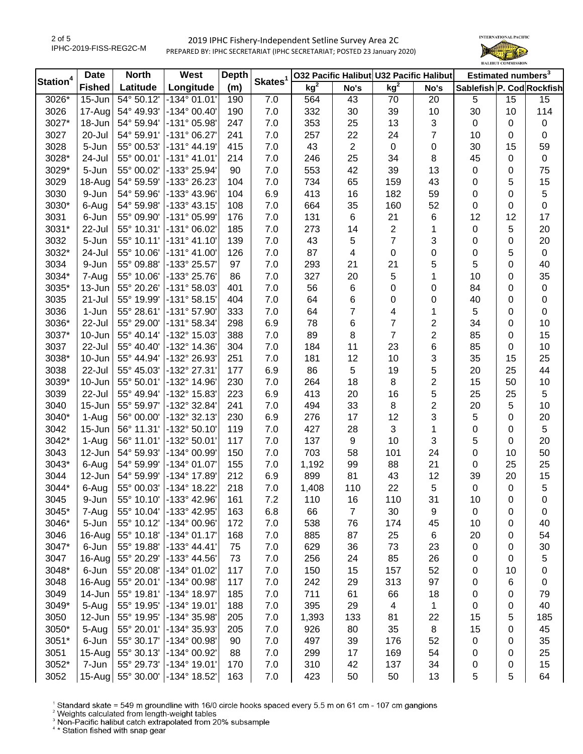2019 IPHC Fishery-Independent Setline Survey Area 2C

PREPARED BY: IPHC SECRETARIAT (IPHC SECRETARIAT; POSTED 23 January 2020)

| Station[4] | Date Fished | North Latitude | West Longitude | Depth (m) | Skates[1] | O32 Pacific Halibut | | U32 Pacific Halibut | | Estimated numbers[3] | | |
|---|---|---|---|---|---|---|---|---|---|---|---|---|
| | | | | | | kg[2] | No's | kg[2] | No's | Sablefish | P. Cod | Rockfish |
| 3026* | 15-Jun | 54° 50.12' | -134° 01.01' | 190 | 7.0 | 564 | 43 | 70 | 20 | 5 | 15 | 15 |
| 3026 | 17-Aug | 54° 49.93' | -134° 00.40' | 190 | 7.0 | 332 | 30 | 39 | 10 | 30 | 10 | 114 |
| 3027* | 18-Jun | 54° 59.94' | -131° 05.98' | 247 | 7.0 | 353 | 25 | 13 | 3 | 0 | 0 | 0 |
| 3027 | 20-Jul | 54° 59.91' | -131° 06.27' | 241 | 7.0 | 257 | 22 | 24 | 7 | 10 | 0 | 0 |
| 3028 | 5-Jun | 55° 00.53' | -131° 44.19' | 415 | 7.0 | 43 | 2 | 0 | 0 | 30 | 15 | 59 |
| 3028* | 24-Jul | 55° 00.01' | -131° 41.01' | 214 | 7.0 | 246 | 25 | 34 | 8 | 45 | 0 | 0 |
| 3029* | 5-Jun | 55° 00.02' | -133° 25.94' | 90 | 7.0 | 553 | 42 | 39 | 13 | 0 | 0 | 75 |
| 3029 | 18-Aug | 54° 59.59' | -133° 26.23' | 104 | 7.0 | 734 | 65 | 159 | 43 | 0 | 5 | 15 |
| 3030 | 9-Jun | 54° 59.96' | -133° 43.96' | 104 | 6.9 | 413 | 16 | 182 | 59 | 0 | 0 | 5 |
| 3030* | 6-Aug | 54° 59.98' | -133° 43.15' | 108 | 7.0 | 664 | 35 | 160 | 52 | 0 | 0 | 0 |
| 3031 | 6-Jun | 55° 09.90' | -131° 05.99' | 176 | 7.0 | 131 | 6 | 21 | 6 | 12 | 12 | 17 |
| 3031* | 22-Jul | 55° 10.31' | -131° 06.02' | 185 | 7.0 | 273 | 14 | 2 | 1 | 0 | 5 | 20 |
| 3032 | 5-Jun | 55° 10.11' | -131° 41.10' | 139 | 7.0 | 43 | 5 | 7 | 3 | 0 | 0 | 20 |
| 3032* | 24-Jul | 55° 10.06' | -131° 41.00' | 126 | 7.0 | 87 | 4 | 0 | 0 | 0 | 5 | 0 |
| 3034 | 9-Jun | 55° 09.88' | -133° 25.57' | 97 | 7.0 | 293 | 21 | 21 | 5 | 5 | 0 | 40 |
| 3034* | 7-Aug | 55° 10.06' | -133° 25.76' | 86 | 7.0 | 327 | 20 | 5 | 1 | 10 | 0 | 35 |
| 3035* | 13-Jun | 55° 20.26' | -131° 58.03' | 401 | 7.0 | 56 | 6 | 0 | 0 | 84 | 0 | 0 |
| 3035 | 21-Jul | 55° 19.99' | -131° 58.15' | 404 | 7.0 | 64 | 6 | 0 | 0 | 40 | 0 | 0 |
| 3036 | 1-Jun | 55° 28.61' | -131° 57.90' | 333 | 7.0 | 64 | 7 | 4 | 1 | 5 | 0 | 0 |
| 3036* | 22-Jul | 55° 29.00' | -131° 58.34' | 298 | 6.9 | 78 | 6 | 7 | 2 | 34 | 0 | 10 |
| 3037* | 10-Jun | 55° 40.14' | -132° 15.03' | 388 | 7.0 | 89 | 8 | 7 | 2 | 85 | 0 | 15 |
| 3037 | 22-Jul | 55° 40.40' | -132° 14.36' | 304 | 7.0 | 184 | 11 | 23 | 6 | 85 | 0 | 10 |
| 3038* | 10-Jun | 55° 44.94' | -132° 26.93' | 251 | 7.0 | 181 | 12 | 10 | 3 | 35 | 15 | 25 |
| 3038 | 22-Jul | 55° 45.03' | -132° 27.31' | 177 | 6.9 | 86 | 5 | 19 | 5 | 20 | 25 | 44 |
| 3039* | 10-Jun | 55° 50.01' | -132° 14.96' | 230 | 7.0 | 264 | 18 | 8 | 2 | 15 | 50 | 10 |
| 3039 | 22-Jul | 55° 49.94' | -132° 15.83' | 223 | 6.9 | 413 | 20 | 16 | 5 | 25 | 25 | 5 |
| 3040 | 15-Jun | 55° 59.97' | -132° 32.84' | 241 | 7.0 | 494 | 33 | 8 | 2 | 20 | 5 | 10 |
| 3040* | 1-Aug | 56° 00.00' | -132° 32.13' | 230 | 6.9 | 276 | 17 | 12 | 3 | 5 | 0 | 20 |
| 3042 | 15-Jun | 56° 11.31' | -132° 50.10' | 119 | 7.0 | 427 | 28 | 3 | 1 | 0 | 0 | 5 |
| 3042* | 1-Aug | 56° 11.01' | -132° 50.01' | 117 | 7.0 | 137 | 9 | 10 | 3 | 5 | 0 | 20 |
| 3043 | 12-Jun | 54° 59.93' | -134° 00.99' | 150 | 7.0 | 703 | 58 | 101 | 24 | 0 | 10 | 50 |
| 3043* | 6-Aug | 54° 59.99' | -134° 01.07' | 155 | 7.0 | 1,192 | 99 | 88 | 21 | 0 | 25 | 25 |
| 3044 | 12-Jun | 54° 59.99' | -134° 17.89' | 212 | 6.9 | 899 | 81 | 43 | 12 | 39 | 20 | 15 |
| 3044* | 6-Aug | 55° 00.03' | -134° 18.22' | 218 | 7.0 | 1,408 | 110 | 22 | 5 | 0 | 0 | 5 |
| 3045 | 9-Jun | 55° 10.10' | -133° 42.96' | 161 | 7.2 | 110 | 16 | 110 | 31 | 10 | 0 | 0 |
| 3045* | 7-Aug | 55° 10.04' | -133° 42.95' | 163 | 6.8 | 66 | 7 | 30 | 9 | 0 | 0 | 0 |
| 3046* | 5-Jun | 55° 10.12' | -134° 00.96' | 172 | 7.0 | 538 | 76 | 174 | 45 | 10 | 0 | 40 |
| 3046 | 16-Aug | 55° 10.18' | -134° 01.17' | 168 | 7.0 | 885 | 87 | 25 | 6 | 20 | 0 | 54 |
| 3047* | 6-Jun | 55° 19.88' | -133° 44.41' | 75 | 7.0 | 629 | 36 | 73 | 23 | 0 | 0 | 30 |
| 3047 | 16-Aug | 55° 20.29' | -133° 44.56' | 73 | 7.0 | 256 | 24 | 85 | 26 | 0 | 0 | 5 |
| 3048* | 6-Jun | 55° 20.08' | -134° 01.02' | 117 | 7.0 | 150 | 15 | 157 | 52 | 0 | 10 | 0 |
| 3048 | 16-Aug | 55° 20.01' | -134° 00.98' | 117 | 7.0 | 242 | 29 | 313 | 97 | 0 | 6 | 0 |
| 3049 | 14-Jun | 55° 19.81' | -134° 18.97' | 185 | 7.0 | 711 | 61 | 66 | 18 | 0 | 0 | 79 |
| 3049* | 5-Aug | 55° 19.95' | -134° 19.01' | 188 | 7.0 | 395 | 29 | 4 | 1 | 0 | 0 | 40 |
| 3050 | 12-Jun | 55° 19.95' | -134° 35.98' | 205 | 7.0 | 1,393 | 133 | 81 | 22 | 15 | 5 | 185 |
| 3050* | 5-Aug | 55° 20.01' | -134° 35.93' | 205 | 7.0 | 926 | 80 | 35 | 8 | 15 | 0 | 45 |
| 3051* | 6-Jun | 55° 30.17' | -134° 00.98' | 90 | 7.0 | 497 | 39 | 176 | 52 | 0 | 0 | 35 |
| 3051 | 15-Aug | 55° 30.13' | -134° 00.92' | 88 | 7.0 | 299 | 17 | 169 | 54 | 0 | 0 | 25 |
| 3052* | 7-Jun | 55° 29.73' | -134° 19.01' | 170 | 7.0 | 310 | 42 | 137 | 34 | 0 | 0 | 15 |
| 3052 | 15-Aug | 55° 30.00' | -134° 18.52' | 163 | 7.0 | 423 | 50 | 50 | 13 | 5 | 5 | 64 |

[1] Standard skate = 549 m groundline with 16/0 circle hooks spaced every 5.5 m on 61 cm - 107 cm gangions

[2] Weights calculated from length-weight tables

[3] Non-Pacific halibut catch extrapolated from 20% subsample

[4] * Station fished with snap gear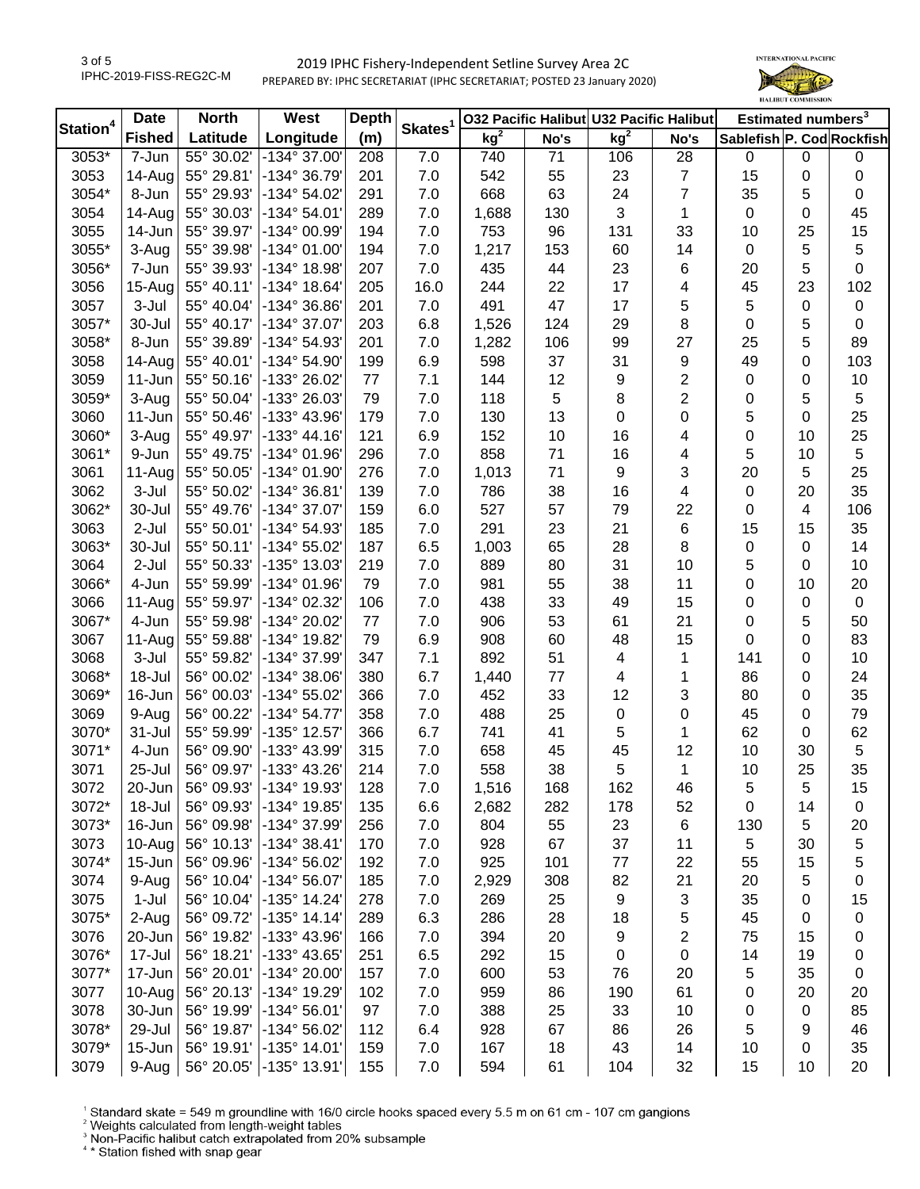2019 IPHC Fishery-Independent Setline Survey Area 2C

PREPARED BY: IPHC SECRETARIAT (IPHC SECRETARIAT; POSTED 23 January 2020)

| Station[4] | Date | North | West | Depth | Skates[1] | O32 Pacific Halibut | | U32 Pacific Halibut | | Estimated numbers[3] | | |
|---|---|---|---|---|---|---|---|---|---|---|---|---|
| | Fished | Latitude | Longitude | (m) | | kg[2] | No's | kg[2] | No's | Sablefish | P. Cod | Rockfish |
| 3053* | 7-Jun | 55° 30.02' | -134° 37.00' | 208 | 7.0 | 740 | 71 | 106 | 28 | 0 | 0 | 0 |
| 3053 | 14-Aug | 55° 29.81' | -134° 36.79' | 201 | 7.0 | 542 | 55 | 23 | 7 | 15 | 0 | 0 |
| 3054* | 8-Jun | 55° 29.93' | -134° 54.02' | 291 | 7.0 | 668 | 63 | 24 | 7 | 35 | 5 | 0 |
| 3054 | 14-Aug | 55° 30.03' | -134° 54.01' | 289 | 7.0 | 1,688 | 130 | 3 | 1 | 0 | 0 | 45 |
| 3055 | 14-Jun | 55° 39.97' | -134° 00.99' | 194 | 7.0 | 753 | 96 | 131 | 33 | 10 | 25 | 15 |
| 3055* | 3-Aug | 55° 39.98' | -134° 01.00' | 194 | 7.0 | 1,217 | 153 | 60 | 14 | 0 | 5 | 5 |
| 3056* | 7-Jun | 55° 39.93' | -134° 18.98' | 207 | 7.0 | 435 | 44 | 23 | 6 | 20 | 5 | 0 |
| 3056 | 15-Aug | 55° 40.11' | -134° 18.64' | 205 | 16.0 | 244 | 22 | 17 | 4 | 45 | 23 | 102 |
| 3057 | 3-Jul | 55° 40.04' | -134° 36.86' | 201 | 7.0 | 491 | 47 | 17 | 5 | 5 | 0 | 0 |
| 3057* | 30-Jul | 55° 40.17' | -134° 37.07' | 203 | 6.8 | 1,526 | 124 | 29 | 8 | 0 | 5 | 0 |
| 3058* | 8-Jun | 55° 39.89' | -134° 54.93' | 201 | 7.0 | 1,282 | 106 | 99 | 27 | 25 | 5 | 89 |
| 3058 | 14-Aug | 55° 40.01' | -134° 54.90' | 199 | 6.9 | 598 | 37 | 31 | 9 | 49 | 0 | 103 |
| 3059 | 11-Jun | 55° 50.16' | -133° 26.02' | 77 | 7.1 | 144 | 12 | 9 | 2 | 0 | 0 | 10 |
| 3059* | 3-Aug | 55° 50.04' | -133° 26.03' | 79 | 7.0 | 118 | 5 | 8 | 2 | 0 | 5 | 5 |
| 3060 | 11-Jun | 55° 50.46' | -133° 43.96' | 179 | 7.0 | 130 | 13 | 0 | 0 | 5 | 0 | 25 |
| 3060* | 3-Aug | 55° 49.97' | -133° 44.16' | 121 | 6.9 | 152 | 10 | 16 | 4 | 0 | 10 | 25 |
| 3061* | 9-Jun | 55° 49.75' | -134° 01.96' | 296 | 7.0 | 858 | 71 | 16 | 4 | 5 | 10 | 5 |
| 3061 | 11-Aug | 55° 50.05' | -134° 01.90' | 276 | 7.0 | 1,013 | 71 | 9 | 3 | 20 | 5 | 25 |
| 3062 | 3-Jul | 55° 50.02' | -134° 36.81' | 139 | 7.0 | 786 | 38 | 16 | 4 | 0 | 20 | 35 |
| 3062* | 30-Jul | 55° 49.76' | -134° 37.07' | 159 | 6.0 | 527 | 57 | 79 | 22 | 0 | 4 | 106 |
| 3063 | 2-Jul | 55° 50.01' | -134° 54.93' | 185 | 7.0 | 291 | 23 | 21 | 6 | 15 | 15 | 35 |
| 3063* | 30-Jul | 55° 50.11' | -134° 55.02' | 187 | 6.5 | 1,003 | 65 | 28 | 8 | 0 | 0 | 14 |
| 3064 | 2-Jul | 55° 50.33' | -135° 13.03' | 219 | 7.0 | 889 | 80 | 31 | 10 | 5 | 0 | 10 |
| 3066* | 4-Jun | 55° 59.99' | -134° 01.96' | 79 | 7.0 | 981 | 55 | 38 | 11 | 0 | 10 | 20 |
| 3066 | 11-Aug | 55° 59.97' | -134° 02.32' | 106 | 7.0 | 438 | 33 | 49 | 15 | 0 | 0 | 0 |
| 3067* | 4-Jun | 55° 59.98' | -134° 20.02' | 77 | 7.0 | 906 | 53 | 61 | 21 | 0 | 5 | 50 |
| 3067 | 11-Aug | 55° 59.88' | -134° 19.82' | 79 | 6.9 | 908 | 60 | 48 | 15 | 0 | 0 | 83 |
| 3068 | 3-Jul | 55° 59.82' | -134° 37.99' | 347 | 7.1 | 892 | 51 | 4 | 1 | 141 | 0 | 10 |
| 3068* | 18-Jul | 56° 00.02' | -134° 38.06' | 380 | 6.7 | 1,440 | 77 | 4 | 1 | 86 | 0 | 24 |
| 3069* | 16-Jun | 56° 00.03' | -134° 55.02' | 366 | 7.0 | 452 | 33 | 12 | 3 | 80 | 0 | 35 |
| 3069 | 9-Aug | 56° 00.22' | -134° 54.77' | 358 | 7.0 | 488 | 25 | 0 | 0 | 45 | 0 | 79 |
| 3070* | 31-Jul | 55° 59.99' | -135° 12.57' | 366 | 6.7 | 741 | 41 | 5 | 1 | 62 | 0 | 62 |
| 3071* | 4-Jun | 56° 09.90' | -133° 43.99' | 315 | 7.0 | 658 | 45 | 45 | 12 | 10 | 30 | 5 |
| 3071 | 25-Jul | 56° 09.97' | -133° 43.26' | 214 | 7.0 | 558 | 38 | 5 | 1 | 10 | 25 | 35 |
| 3072 | 20-Jun | 56° 09.93' | -134° 19.93' | 128 | 7.0 | 1,516 | 168 | 162 | 46 | 5 | 5 | 15 |
| 3072* | 18-Jul | 56° 09.93' | -134° 19.85' | 135 | 6.6 | 2,682 | 282 | 178 | 52 | 0 | 14 | 0 |
| 3073* | 16-Jun | 56° 09.98' | -134° 37.99' | 256 | 7.0 | 804 | 55 | 23 | 6 | 130 | 5 | 20 |
| 3073 | 10-Aug | 56° 10.13' | -134° 38.41' | 170 | 7.0 | 928 | 67 | 37 | 11 | 5 | 30 | 5 |
| 3074* | 15-Jun | 56° 09.96' | -134° 56.02' | 192 | 7.0 | 925 | 101 | 77 | 22 | 55 | 15 | 5 |
| 3074 | 9-Aug | 56° 10.04' | -134° 56.07' | 185 | 7.0 | 2,929 | 308 | 82 | 21 | 20 | 5 | 0 |
| 3075 | 1-Jul | 56° 10.04' | -135° 14.24' | 278 | 7.0 | 269 | 25 | 9 | 3 | 35 | 0 | 15 |
| 3075* | 2-Aug | 56° 09.72' | -135° 14.14' | 289 | 6.3 | 286 | 28 | 18 | 5 | 45 | 0 | 0 |
| 3076 | 20-Jun | 56° 19.82' | -133° 43.96' | 166 | 7.0 | 394 | 20 | 9 | 2 | 75 | 15 | 0 |
| 3076* | 17-Jul | 56° 18.21' | -133° 43.65' | 251 | 6.5 | 292 | 15 | 0 | 0 | 14 | 19 | 0 |
| 3077* | 17-Jun | 56° 20.01' | -134° 20.00' | 157 | 7.0 | 600 | 53 | 76 | 20 | 5 | 35 | 0 |
| 3077 | 10-Aug | 56° 20.13' | -134° 19.29' | 102 | 7.0 | 959 | 86 | 190 | 61 | 0 | 20 | 20 |
| 3078 | 30-Jun | 56° 19.99' | -134° 56.01' | 97 | 7.0 | 388 | 25 | 33 | 10 | 0 | 0 | 85 |
| 3078* | 29-Jul | 56° 19.87' | -134° 56.02' | 112 | 6.4 | 928 | 67 | 86 | 26 | 5 | 9 | 46 |
| 3079* | 15-Jun | 56° 19.91' | -135° 14.01' | 159 | 7.0 | 167 | 18 | 43 | 14 | 10 | 0 | 35 |
| 3079 | 9-Aug | 56° 20.05' | -135° 13.91' | 155 | 7.0 | 594 | 61 | 104 | 32 | 15 | 10 | 20 |

[1] Standard skate = 549 m groundline with 16/0 circle hooks spaced every 5.5 m on 61 cm - 107 cm gangions

[2] Weights calculated from length-weight tables

[3] Non-Pacific halibut catch extrapolated from 20% subsample

[4] * Station fished with snap gear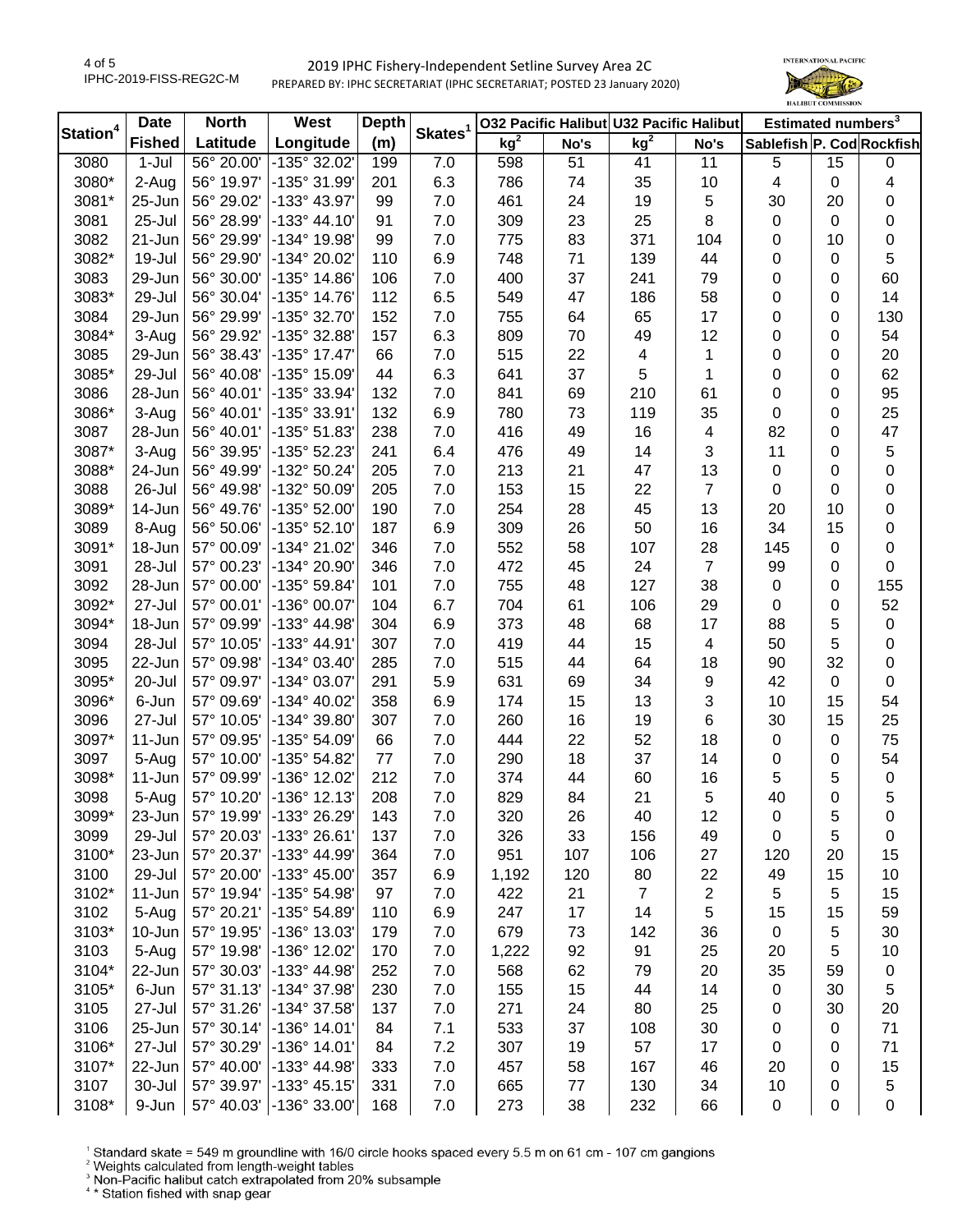2019 IPHC Fishery-Independent Setline Survey Area 2C

PREPARED BY: IPHC SECRETARIAT (IPHC SECRETARIAT; POSTED 23 January 2020)

| Station[4] | Date Fished | North Latitude | West Longitude | Depth (m) | Skates[1] | O32 Pacific Halibut kg[2] | O32 Pacific Halibut No's | U32 Pacific Halibut kg[2] | U32 Pacific Halibut No's | Sablefish[3] | P. Cod[3] | Rockfish[3] |
|---|---|---|---|---|---|---|---|---|---|---|---|---|
| 3080 | 1-Jul | 56° 20.00' | -135° 32.02' | 199 | 7.0 | 598 | 51 | 41 | 11 | 5 | 15 | 0 |
| 3080* | 2-Aug | 56° 19.97' | -135° 31.99' | 201 | 6.3 | 786 | 74 | 35 | 10 | 4 | 0 | 4 |
| 3081* | 25-Jun | 56° 29.02' | -133° 43.97' | 99 | 7.0 | 461 | 24 | 19 | 5 | 30 | 20 | 0 |
| 3081 | 25-Jul | 56° 28.99' | -133° 44.10' | 91 | 7.0 | 309 | 23 | 25 | 8 | 0 | 0 | 0 |
| 3082 | 21-Jun | 56° 29.99' | -134° 19.98' | 99 | 7.0 | 775 | 83 | 371 | 104 | 0 | 10 | 0 |
| 3082* | 19-Jul | 56° 29.90' | -134° 20.02' | 110 | 6.9 | 748 | 71 | 139 | 44 | 0 | 0 | 5 |
| 3083 | 29-Jun | 56° 30.00' | -135° 14.86' | 106 | 7.0 | 400 | 37 | 241 | 79 | 0 | 0 | 60 |
| 3083* | 29-Jul | 56° 30.04' | -135° 14.76' | 112 | 6.5 | 549 | 47 | 186 | 58 | 0 | 0 | 14 |
| 3084 | 29-Jun | 56° 29.99' | -135° 32.70' | 152 | 7.0 | 755 | 64 | 65 | 17 | 0 | 0 | 130 |
| 3084* | 3-Aug | 56° 29.92' | -135° 32.88' | 157 | 6.3 | 809 | 70 | 49 | 12 | 0 | 0 | 54 |
| 3085 | 29-Jun | 56° 38.43' | -135° 17.47' | 66 | 7.0 | 515 | 22 | 4 | 1 | 0 | 0 | 20 |
| 3085* | 29-Jul | 56° 40.08' | -135° 15.09' | 44 | 6.3 | 641 | 37 | 5 | 1 | 0 | 0 | 62 |
| 3086 | 28-Jun | 56° 40.01' | -135° 33.94' | 132 | 7.0 | 841 | 69 | 210 | 61 | 0 | 0 | 95 |
| 3086* | 3-Aug | 56° 40.01' | -135° 33.91' | 132 | 6.9 | 780 | 73 | 119 | 35 | 0 | 0 | 25 |
| 3087 | 28-Jun | 56° 40.01' | -135° 51.83' | 238 | 7.0 | 416 | 49 | 16 | 4 | 82 | 0 | 47 |
| 3087* | 3-Aug | 56° 39.95' | -135° 52.23' | 241 | 6.4 | 476 | 49 | 14 | 3 | 11 | 0 | 5 |
| 3088* | 24-Jun | 56° 49.99' | -132° 50.24' | 205 | 7.0 | 213 | 21 | 47 | 13 | 0 | 0 | 0 |
| 3088 | 26-Jul | 56° 49.98' | -132° 50.09' | 205 | 7.0 | 153 | 15 | 22 | 7 | 0 | 0 | 0 |
| 3089* | 14-Jun | 56° 49.76' | -135° 52.00' | 190 | 7.0 | 254 | 28 | 45 | 13 | 20 | 10 | 0 |
| 3089 | 8-Aug | 56° 50.06' | -135° 52.10' | 187 | 6.9 | 309 | 26 | 50 | 16 | 34 | 15 | 0 |
| 3091* | 18-Jun | 57° 00.09' | -134° 21.02' | 346 | 7.0 | 552 | 58 | 107 | 28 | 145 | 0 | 0 |
| 3091 | 28-Jul | 57° 00.23' | -134° 20.90' | 346 | 7.0 | 472 | 45 | 24 | 7 | 99 | 0 | 0 |
| 3092 | 28-Jun | 57° 00.00' | -135° 59.84' | 101 | 7.0 | 755 | 48 | 127 | 38 | 0 | 0 | 155 |
| 3092* | 27-Jul | 57° 00.01' | -136° 00.07' | 104 | 6.7 | 704 | 61 | 106 | 29 | 0 | 0 | 52 |
| 3094* | 18-Jun | 57° 09.99' | -133° 44.98' | 304 | 6.9 | 373 | 48 | 68 | 17 | 88 | 5 | 0 |
| 3094 | 28-Jul | 57° 10.05' | -133° 44.91' | 307 | 7.0 | 419 | 44 | 15 | 4 | 50 | 5 | 0 |
| 3095 | 22-Jun | 57° 09.98' | -134° 03.40' | 285 | 7.0 | 515 | 44 | 64 | 18 | 90 | 32 | 0 |
| 3095* | 20-Jul | 57° 09.97' | -134° 03.07' | 291 | 5.9 | 631 | 69 | 34 | 9 | 42 | 0 | 0 |
| 3096* | 6-Jun | 57° 09.69' | -134° 40.02' | 358 | 6.9 | 174 | 15 | 13 | 3 | 10 | 15 | 54 |
| 3096 | 27-Jul | 57° 10.05' | -134° 39.80' | 307 | 7.0 | 260 | 16 | 19 | 6 | 30 | 15 | 25 |
| 3097* | 11-Jun | 57° 09.95' | -135° 54.09' | 66 | 7.0 | 444 | 22 | 52 | 18 | 0 | 0 | 75 |
| 3097 | 5-Aug | 57° 10.00' | -135° 54.82' | 77 | 7.0 | 290 | 18 | 37 | 14 | 0 | 0 | 54 |
| 3098* | 11-Jun | 57° 09.99' | -136° 12.02' | 212 | 7.0 | 374 | 44 | 60 | 16 | 5 | 5 | 0 |
| 3098 | 5-Aug | 57° 10.20' | -136° 12.13' | 208 | 7.0 | 829 | 84 | 21 | 5 | 40 | 0 | 5 |
| 3099* | 23-Jun | 57° 19.99' | -133° 26.29' | 143 | 7.0 | 320 | 26 | 40 | 12 | 0 | 5 | 0 |
| 3099 | 29-Jul | 57° 20.03' | -133° 26.61' | 137 | 7.0 | 326 | 33 | 156 | 49 | 0 | 5 | 0 |
| 3100* | 23-Jun | 57° 20.37' | -133° 44.99' | 364 | 7.0 | 951 | 107 | 106 | 27 | 120 | 20 | 15 |
| 3100 | 29-Jul | 57° 20.00' | -133° 45.00' | 357 | 6.9 | 1,192 | 120 | 80 | 22 | 49 | 15 | 10 |
| 3102* | 11-Jun | 57° 19.94' | -135° 54.98' | 97 | 7.0 | 422 | 21 | 7 | 2 | 5 | 5 | 15 |
| 3102 | 5-Aug | 57° 20.21' | -135° 54.89' | 110 | 6.9 | 247 | 17 | 14 | 5 | 15 | 15 | 59 |
| 3103* | 10-Jun | 57° 19.95' | -136° 13.03' | 179 | 7.0 | 679 | 73 | 142 | 36 | 0 | 5 | 30 |
| 3103 | 5-Aug | 57° 19.98' | -136° 12.02' | 170 | 7.0 | 1,222 | 92 | 91 | 25 | 20 | 5 | 10 |
| 3104* | 22-Jun | 57° 30.03' | -133° 44.98' | 252 | 7.0 | 568 | 62 | 79 | 20 | 35 | 59 | 0 |
| 3105* | 6-Jun | 57° 31.13' | -134° 37.98' | 230 | 7.0 | 155 | 15 | 44 | 14 | 0 | 30 | 5 |
| 3105 | 27-Jul | 57° 31.26' | -134° 37.58' | 137 | 7.0 | 271 | 24 | 80 | 25 | 0 | 30 | 20 |
| 3106 | 25-Jun | 57° 30.14' | -136° 14.01' | 84 | 7.1 | 533 | 37 | 108 | 30 | 0 | 0 | 71 |
| 3106* | 27-Jul | 57° 30.29' | -136° 14.01' | 84 | 7.2 | 307 | 19 | 57 | 17 | 0 | 0 | 71 |
| 3107* | 22-Jun | 57° 40.00' | -133° 44.98' | 333 | 7.0 | 457 | 58 | 167 | 46 | 20 | 0 | 15 |
| 3107 | 30-Jul | 57° 39.97' | -133° 45.15' | 331 | 7.0 | 665 | 77 | 130 | 34 | 10 | 0 | 5 |
| 3108* | 9-Jun | 57° 40.03' | -136° 33.00' | 168 | 7.0 | 273 | 38 | 232 | 66 | 0 | 0 | 0 |

[1] Standard skate = 549 m groundline with 16/0 circle hooks spaced every 5.5 m on 61 cm - 107 cm gangions
[2] Weights calculated from length-weight tables
[3] Non-Pacific halibut catch extrapolated from 20% subsample
[4] * Station fished with snap gear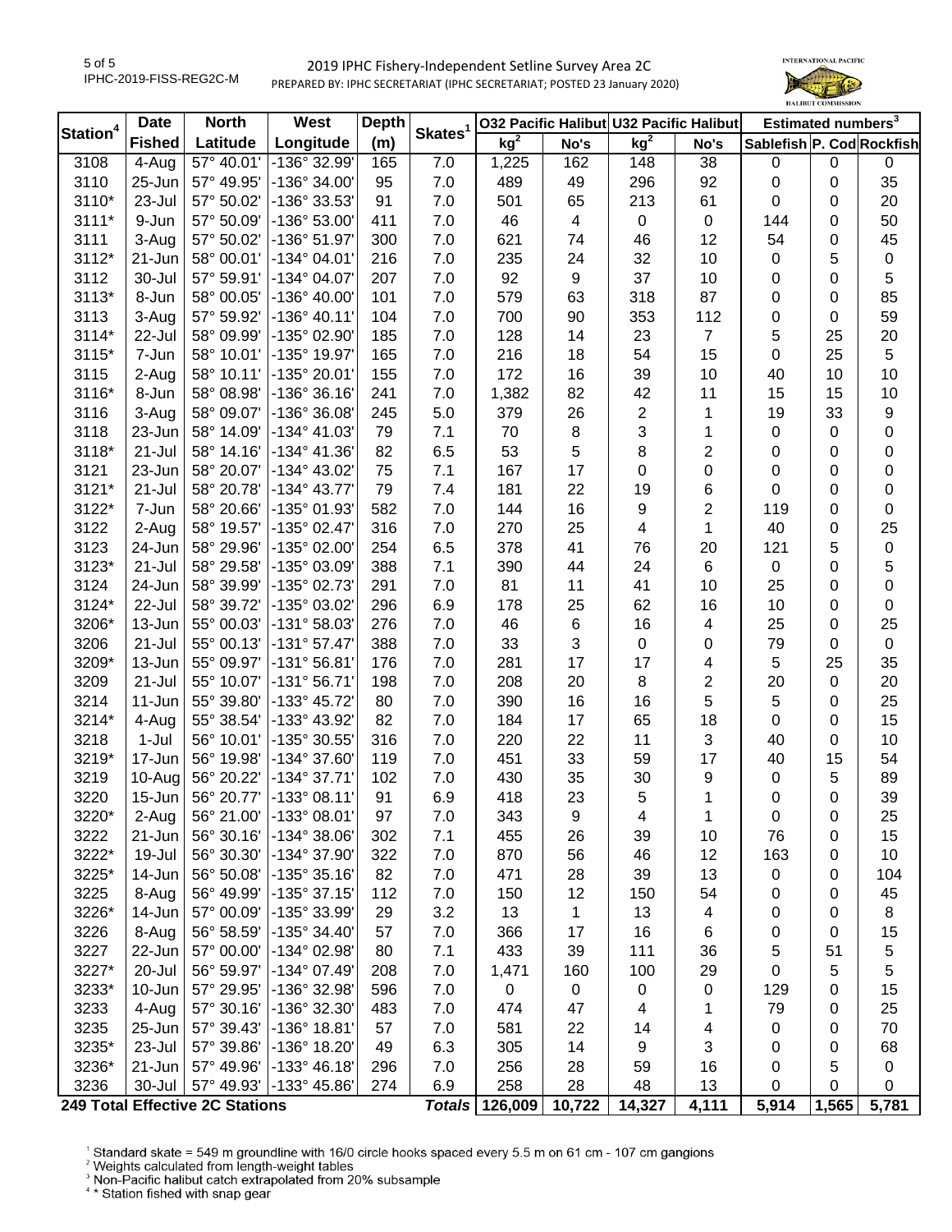2019 IPHC Fishery-Independent Setline Survey Area 2C
PREPARED BY: IPHC SECRETARIAT (IPHC SECRETARIAT; POSTED 23 January 2020)

| Station[4] | Date Fished | North Latitude | West Longitude | Depth (m) | Skates[1] | O32 Pacific Halibut | | U32 Pacific Halibut | | Estimated numbers[3] | | |
|---|---|---|---|---|---|---|---|---|---|---|---|---|
| | | | | | | kg[2] | No's | kg[2] | No's | Sablefish | P. Cod | Rockfish |
| 3108 | 4-Aug | 57° 40.01' | -136° 32.99' | 165 | 7.0 | 1,225 | 162 | 148 | 38 | 0 | 0 | 0 |
| 3110 | 25-Jun | 57° 49.95' | -136° 34.00' | 95 | 7.0 | 489 | 49 | 296 | 92 | 0 | 0 | 35 |
| 3110* | 23-Jul | 57° 50.02' | -136° 33.53' | 91 | 7.0 | 501 | 65 | 213 | 61 | 0 | 0 | 20 |
| 3111* | 9-Jun | 57° 50.09' | -136° 53.00' | 411 | 7.0 | 46 | 4 | 0 | 0 | 144 | 0 | 50 |
| 3111 | 3-Aug | 57° 50.02' | -136° 51.97' | 300 | 7.0 | 621 | 74 | 46 | 12 | 54 | 0 | 45 |
| 3112* | 21-Jun | 58° 00.01' | -134° 04.01' | 216 | 7.0 | 235 | 24 | 32 | 10 | 0 | 5 | 0 |
| 3112 | 30-Jul | 57° 59.91' | -134° 04.07' | 207 | 7.0 | 92 | 9 | 37 | 10 | 0 | 0 | 5 |
| 3113* | 8-Jun | 58° 00.05' | -136° 40.00' | 101 | 7.0 | 579 | 63 | 318 | 87 | 0 | 0 | 85 |
| 3113 | 3-Aug | 57° 59.92' | -136° 40.11' | 104 | 7.0 | 700 | 90 | 353 | 112 | 0 | 0 | 59 |
| 3114* | 22-Jul | 58° 09.99' | -135° 02.90' | 185 | 7.0 | 128 | 14 | 23 | 7 | 5 | 25 | 20 |
| 3115* | 7-Jun | 58° 10.01' | -135° 19.97' | 165 | 7.0 | 216 | 18 | 54 | 15 | 0 | 25 | 5 |
| 3115 | 2-Aug | 58° 10.11' | -135° 20.01' | 155 | 7.0 | 172 | 16 | 39 | 10 | 40 | 10 | 10 |
| 3116* | 8-Jun | 58° 08.98' | -136° 36.16' | 241 | 7.0 | 1,382 | 82 | 42 | 11 | 15 | 15 | 10 |
| 3116 | 3-Aug | 58° 09.07' | -136° 36.08' | 245 | 5.0 | 379 | 26 | 2 | 1 | 19 | 33 | 9 |
| 3118 | 23-Jun | 58° 14.09' | -134° 41.03' | 79 | 7.1 | 70 | 8 | 3 | 1 | 0 | 0 | 0 |
| 3118* | 21-Jul | 58° 14.16' | -134° 41.36' | 82 | 6.5 | 53 | 5 | 8 | 2 | 0 | 0 | 0 |
| 3121 | 23-Jun | 58° 20.07' | -134° 43.02' | 75 | 7.1 | 167 | 17 | 0 | 0 | 0 | 0 | 0 |
| 3121* | 21-Jul | 58° 20.78' | -134° 43.77' | 79 | 7.4 | 181 | 22 | 19 | 6 | 0 | 0 | 0 |
| 3122* | 7-Jun | 58° 20.66' | -135° 01.93' | 582 | 7.0 | 144 | 16 | 9 | 2 | 119 | 0 | 0 |
| 3122 | 2-Aug | 58° 19.57' | -135° 02.47' | 316 | 7.0 | 270 | 25 | 4 | 1 | 40 | 0 | 25 |
| 3123 | 24-Jun | 58° 29.96' | -135° 02.00' | 254 | 6.5 | 378 | 41 | 76 | 20 | 121 | 5 | 0 |
| 3123* | 21-Jul | 58° 29.58' | -135° 03.09' | 388 | 7.1 | 390 | 44 | 24 | 6 | 0 | 0 | 5 |
| 3124 | 24-Jun | 58° 39.99' | -135° 02.73' | 291 | 7.0 | 81 | 11 | 41 | 10 | 25 | 0 | 0 |
| 3124* | 22-Jul | 58° 39.72' | -135° 03.02' | 296 | 6.9 | 178 | 25 | 62 | 16 | 10 | 0 | 0 |
| 3206* | 13-Jun | 55° 00.03' | -131° 58.03' | 276 | 7.0 | 46 | 6 | 16 | 4 | 25 | 0 | 25 |
| 3206 | 21-Jul | 55° 00.13' | -131° 57.47' | 388 | 7.0 | 33 | 3 | 0 | 0 | 79 | 0 | 0 |
| 3209* | 13-Jun | 55° 09.97' | -131° 56.81' | 176 | 7.0 | 281 | 17 | 17 | 4 | 5 | 25 | 35 |
| 3209 | 21-Jul | 55° 10.07' | -131° 56.71' | 198 | 7.0 | 208 | 20 | 8 | 2 | 20 | 0 | 20 |
| 3214 | 11-Jun | 55° 39.80' | -133° 45.72' | 80 | 7.0 | 390 | 16 | 16 | 5 | 5 | 0 | 25 |
| 3214* | 4-Aug | 55° 38.54' | -133° 43.92' | 82 | 7.0 | 184 | 17 | 65 | 18 | 0 | 0 | 15 |
| 3218 | 1-Jul | 56° 10.01' | -135° 30.55' | 316 | 7.0 | 220 | 22 | 11 | 3 | 40 | 0 | 10 |
| 3219* | 17-Jun | 56° 19.98' | -134° 37.60' | 119 | 7.0 | 451 | 33 | 59 | 17 | 40 | 15 | 54 |
| 3219 | 10-Aug | 56° 20.22' | -134° 37.71' | 102 | 7.0 | 430 | 35 | 30 | 9 | 0 | 5 | 89 |
| 3220 | 15-Jun | 56° 20.77' | -133° 08.11' | 91 | 6.9 | 418 | 23 | 5 | 1 | 0 | 0 | 39 |
| 3220* | 2-Aug | 56° 21.00' | -133° 08.01' | 97 | 7.0 | 343 | 9 | 4 | 1 | 0 | 0 | 25 |
| 3222 | 21-Jun | 56° 30.16' | -134° 38.06' | 302 | 7.1 | 455 | 26 | 39 | 10 | 76 | 0 | 15 |
| 3222* | 19-Jul | 56° 30.30' | -134° 37.90' | 322 | 7.0 | 870 | 56 | 46 | 12 | 163 | 0 | 10 |
| 3225* | 14-Jun | 56° 50.08' | -135° 35.16' | 82 | 7.0 | 471 | 28 | 39 | 13 | 0 | 0 | 104 |
| 3225 | 8-Aug | 56° 49.99' | -135° 37.15' | 112 | 7.0 | 150 | 12 | 150 | 54 | 0 | 0 | 45 |
| 3226* | 14-Jun | 57° 00.09' | -135° 33.99' | 29 | 3.2 | 13 | 1 | 13 | 4 | 0 | 0 | 8 |
| 3226 | 8-Aug | 56° 58.59' | -135° 34.40' | 57 | 7.0 | 366 | 17 | 16 | 6 | 0 | 0 | 15 |
| 3227 | 22-Jun | 57° 00.00' | -134° 02.98' | 80 | 7.1 | 433 | 39 | 111 | 36 | 5 | 51 | 5 |
| 3227* | 20-Jul | 56° 59.97' | -134° 07.49' | 208 | 7.0 | 1,471 | 160 | 100 | 29 | 0 | 5 | 5 |
| 3233* | 10-Jun | 57° 29.95' | -136° 32.98' | 596 | 7.0 | 0 | 0 | 0 | 0 | 129 | 0 | 15 |
| 3233 | 4-Aug | 57° 30.16' | -136° 32.30' | 483 | 7.0 | 474 | 47 | 4 | 1 | 79 | 0 | 25 |
| 3235 | 25-Jun | 57° 39.43' | -136° 18.81' | 57 | 7.0 | 581 | 22 | 14 | 4 | 0 | 0 | 70 |
| 3235* | 23-Jul | 57° 39.86' | -136° 18.20' | 49 | 6.3 | 305 | 14 | 9 | 3 | 0 | 0 | 68 |
| 3236* | 21-Jun | 57° 49.96' | -133° 46.18' | 296 | 7.0 | 256 | 28 | 59 | 16 | 0 | 5 | 0 |
| 3236 | 30-Jul | 57° 49.93' | -133° 45.86' | 274 | 6.9 | 258 | 28 | 48 | 13 | 0 | 0 | 0 |
| **249 Total Effective 2C Stations** | | | | | ***Totals*** | **126,009** | **10,722** | **14,327** | **4,111** | **5,914** | **1,565** | **5,781** |

[1] Standard skate = 549 m groundline with 16/0 circle hooks spaced every 5.5 m on 61 cm - 107 cm gangions
[2] Weights calculated from length-weight tables
[3] Non-Pacific halibut catch extrapolated from 20% subsample
[4] * Station fished with snap gear